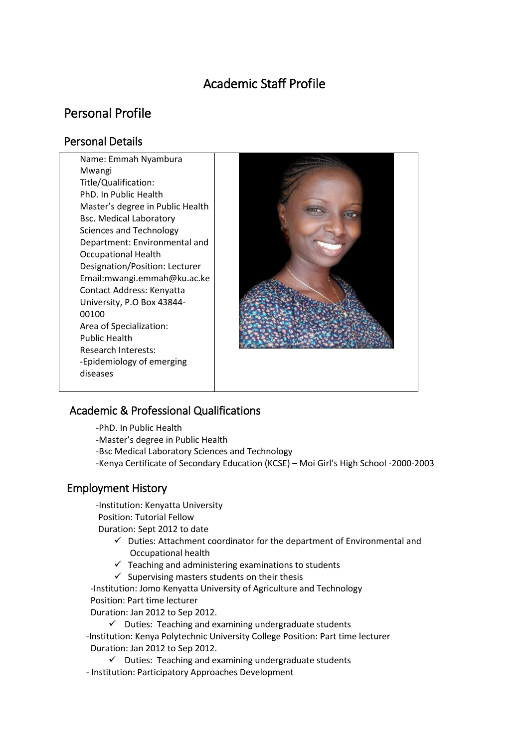# Academic Staff Profile

## Personal Profile

### Personal Details

Name: Emmah Nyambura Mwangi
Title/Qualification:
PhD. In Public Health
Master's degree in Public Health
Bsc. Medical Laboratory Sciences and Technology
Department: Environmental and Occupational Health
Designation/Position: Lecturer
Email:mwangi.emmah@ku.ac.ke
Contact Address: Kenyatta University, P.O Box 43844-00100
Area of Specialization: Public Health
Research Interests:
-Epidemiology of emerging diseases

### Academic & Professional Qualifications

-PhD. In Public Health
-Master's degree in Public Health
-Bsc Medical Laboratory Sciences and Technology
-Kenya Certificate of Secondary Education (KCSE) – Moi Girl's High School -2000-2003

### Employment History

-Institution: Kenyatta University
Position: Tutorial Fellow
Duration: Sept 2012 to date

- ✓ Duties: Attachment coordinator for the department of Environmental and Occupational health
- ✓ Teaching and administering examinations to students
- ✓ Supervising masters students on their thesis

-Institution: Jomo Kenyatta University of Agriculture and Technology
Position: Part time lecturer
Duration: Jan 2012 to Sep 2012.

- ✓ Duties: Teaching and examining undergraduate students

-Institution: Kenya Polytechnic University College Position: Part time lecturer
Duration: Jan 2012 to Sep 2012.

- ✓ Duties: Teaching and examining undergraduate students

- Institution: Participatory Approaches Development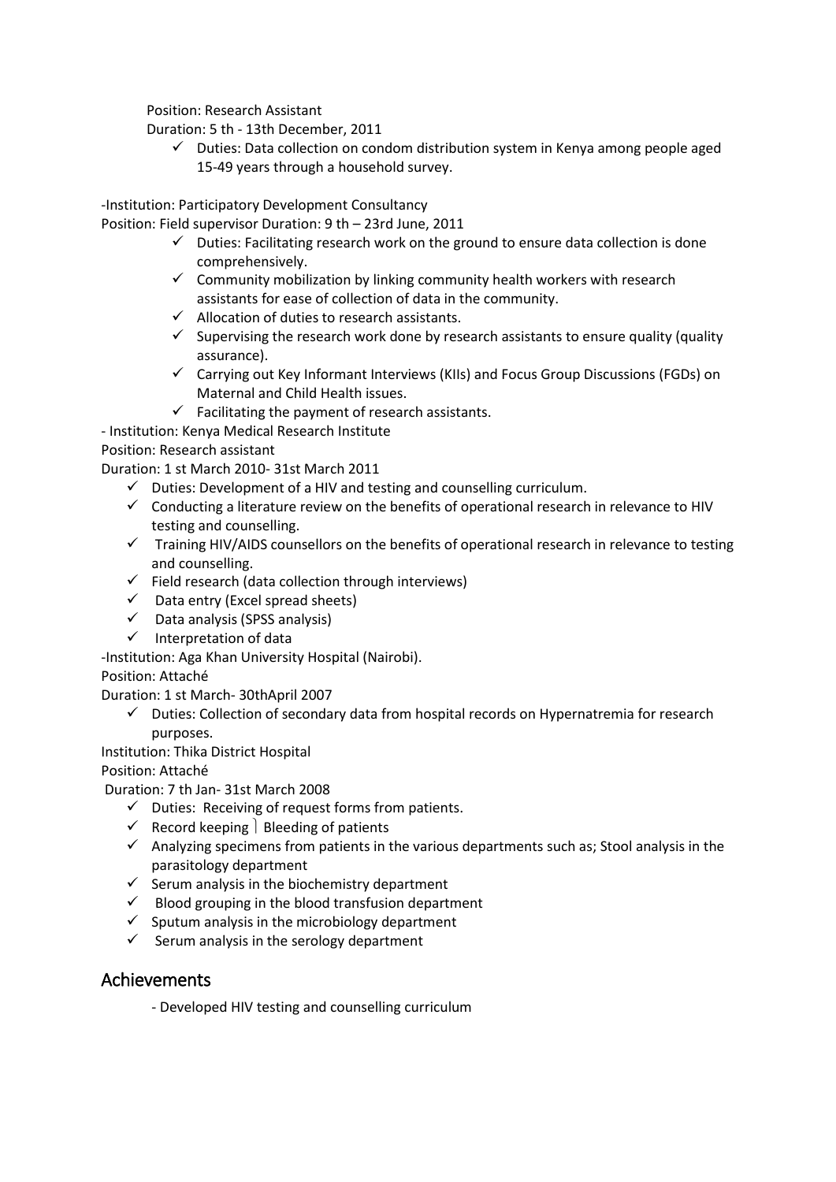Position: Research Assistant

Duration: 5 th - 13th December, 2011

- ✓ Duties: Data collection on condom distribution system in Kenya among people aged 15-49 years through a household survey.

-Institution: Participatory Development Consultancy

Position: Field supervisor Duration: 9 th – 23rd June, 2011

- ✓ Duties: Facilitating research work on the ground to ensure data collection is done comprehensively.
- ✓ Community mobilization by linking community health workers with research assistants for ease of collection of data in the community.
- ✓ Allocation of duties to research assistants.
- ✓ Supervising the research work done by research assistants to ensure quality (quality assurance).
- ✓ Carrying out Key Informant Interviews (KIIs) and Focus Group Discussions (FGDs) on Maternal and Child Health issues.
- ✓ Facilitating the payment of research assistants.

- Institution: Kenya Medical Research Institute

Position: Research assistant

Duration: 1 st March 2010- 31st March 2011

- ✓ Duties: Development of a HIV and testing and counselling curriculum.
- ✓ Conducting a literature review on the benefits of operational research in relevance to HIV testing and counselling.
- ✓ Training HIV/AIDS counsellors on the benefits of operational research in relevance to testing and counselling.
- ✓ Field research (data collection through interviews)
- ✓ Data entry (Excel spread sheets)
- ✓ Data analysis (SPSS analysis)
- ✓ Interpretation of data

-Institution: Aga Khan University Hospital (Nairobi).

Position: Attaché

Duration: 1 st March- 30thApril 2007

- ✓ Duties: Collection of secondary data from hospital records on Hypernatremia for research purposes.

Institution: Thika District Hospital

Position: Attaché

Duration: 7 th Jan- 31st March 2008

- ✓ Duties: Receiving of request forms from patients.
- ✓ Record keeping ⎱ Bleeding of patients
- ✓ Analyzing specimens from patients in the various departments such as; Stool analysis in the parasitology department
- ✓ Serum analysis in the biochemistry department
- ✓ Blood grouping in the blood transfusion department
- ✓ Sputum analysis in the microbiology department
- ✓ Serum analysis in the serology department

## Achievements

- Developed HIV testing and counselling curriculum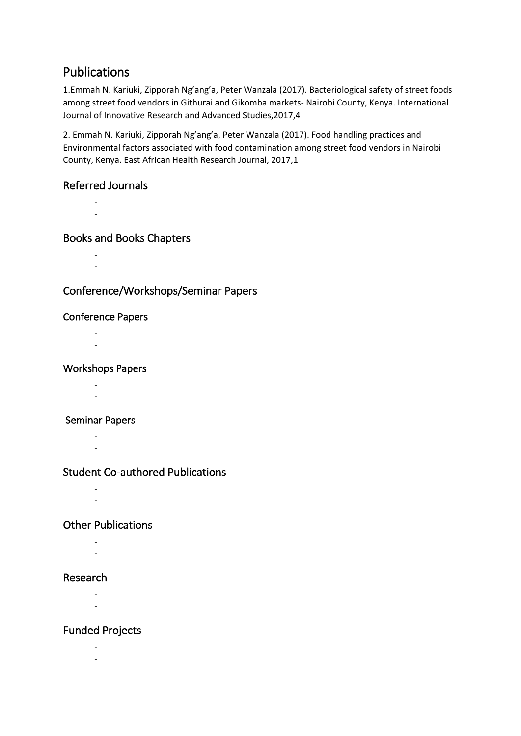## Publications

1.Emmah N. Kariuki, Zipporah Ng'ang'a, Peter Wanzala (2017). Bacteriological safety of street foods among street food vendors in Githurai and Gikomba markets- Nairobi County, Kenya. International Journal of Innovative Research and Advanced Studies,2017,4

2. Emmah N. Kariuki, Zipporah Ng'ang'a, Peter Wanzala (2017). Food handling practices and Environmental factors associated with food contamination among street food vendors in Nairobi County, Kenya. East African Health Research Journal, 2017,1

## Referred Journals

- 
- 

## Books and Books Chapters

- 
- 

## Conference/Workshops/Seminar Papers

### Conference Papers

- 
- 

### Workshops Papers

- 
- 

### Seminar Papers

- 
- 

## Student Co-authored Publications

- 
- 

## Other Publications

- 
- 

## Research

- 
- 

## Funded Projects

- 
-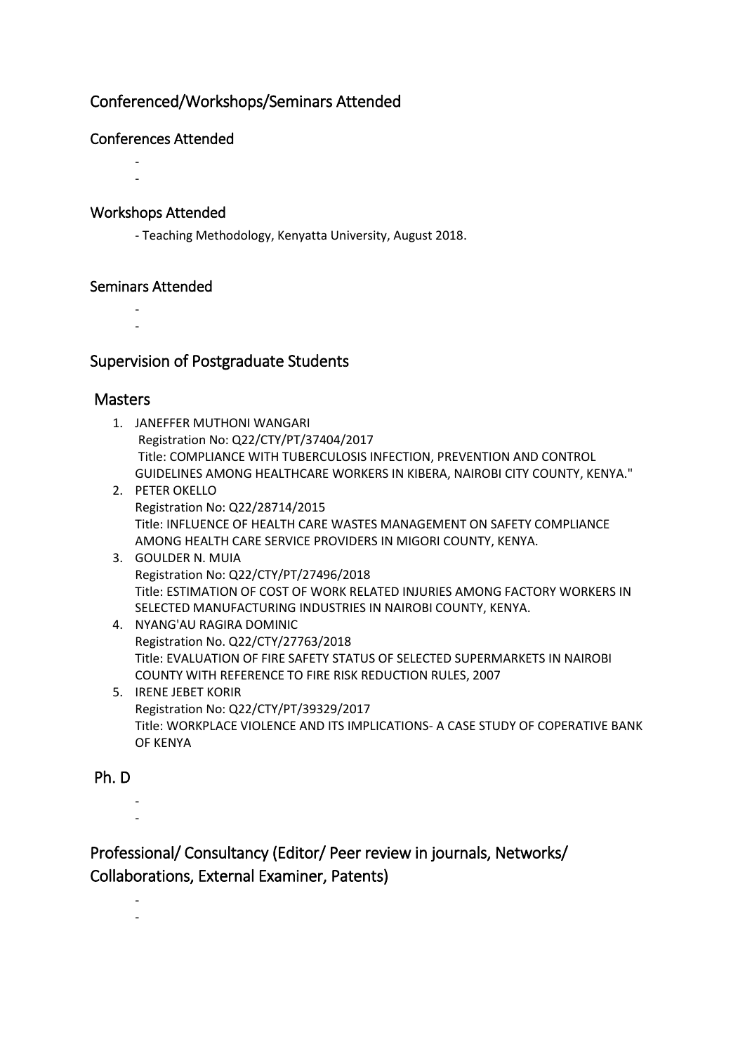## Conferenced/Workshops/Seminars Attended

### Conferences Attended

- 
- 

### Workshops Attended

- Teaching Methodology, Kenyatta University, August 2018.

### Seminars Attended

- 
- 

## Supervision of Postgraduate Students

### Masters

1. JANEFFER MUTHONI WANGARI
   Registration No: Q22/CTY/PT/37404/2017
   Title: COMPLIANCE WITH TUBERCULOSIS INFECTION, PREVENTION AND CONTROL GUIDELINES AMONG HEALTHCARE WORKERS IN KIBERA, NAIROBI CITY COUNTY, KENYA."
2. PETER OKELLO
   Registration No: Q22/28714/2015
   Title: INFLUENCE OF HEALTH CARE WASTES MANAGEMENT ON SAFETY COMPLIANCE AMONG HEALTH CARE SERVICE PROVIDERS IN MIGORI COUNTY, KENYA.
3. GOULDER N. MUIA
   Registration No: Q22/CTY/PT/27496/2018
   Title: ESTIMATION OF COST OF WORK RELATED INJURIES AMONG FACTORY WORKERS IN SELECTED MANUFACTURING INDUSTRIES IN NAIROBI COUNTY, KENYA.
4. NYANG'AU RAGIRA DOMINIC
   Registration No. Q22/CTY/27763/2018
   Title: EVALUATION OF FIRE SAFETY STATUS OF SELECTED SUPERMARKETS IN NAIROBI COUNTY WITH REFERENCE TO FIRE RISK REDUCTION RULES, 2007
5. IRENE JEBET KORIR
   Registration No: Q22/CTY/PT/39329/2017
   Title: WORKPLACE VIOLENCE AND ITS IMPLICATIONS- A CASE STUDY OF COPERATIVE BANK OF KENYA

### Ph. D

- 
- 

## Professional/ Consultancy (Editor/ Peer review in journals, Networks/ Collaborations, External Examiner, Patents)

- 
-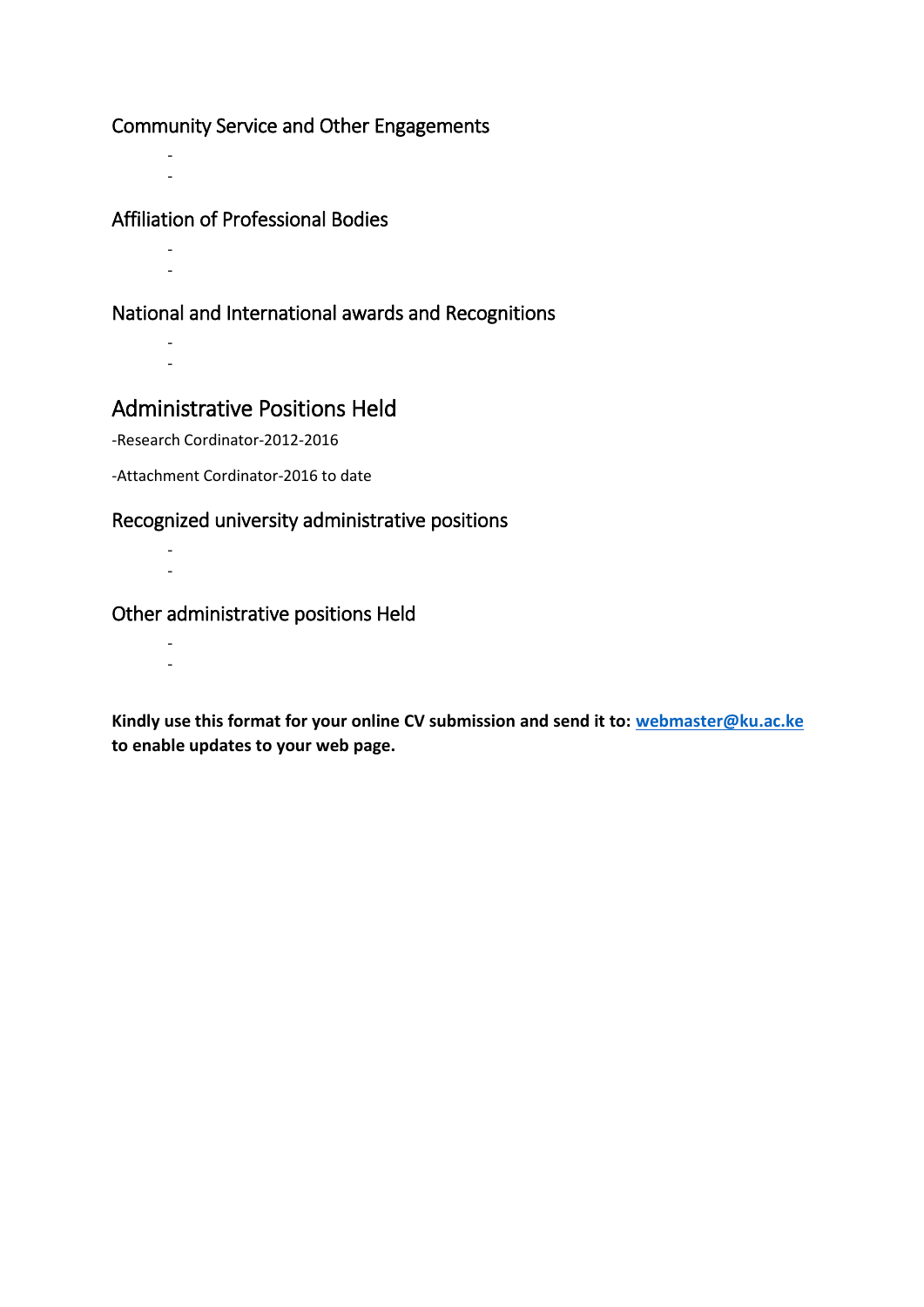## Community Service and Other Engagements

-
-

## Affiliation of Professional Bodies

-
-

## National and International awards and Recognitions

-
-

# Administrative Positions Held

-Research Cordinator-2012-2016

-Attachment Cordinator-2016 to date

## Recognized university administrative positions

-
-

## Other administrative positions Held

-
-

**Kindly use this format for your online CV submission and send it to: webmaster@ku.ac.ke to enable updates to your web page.**